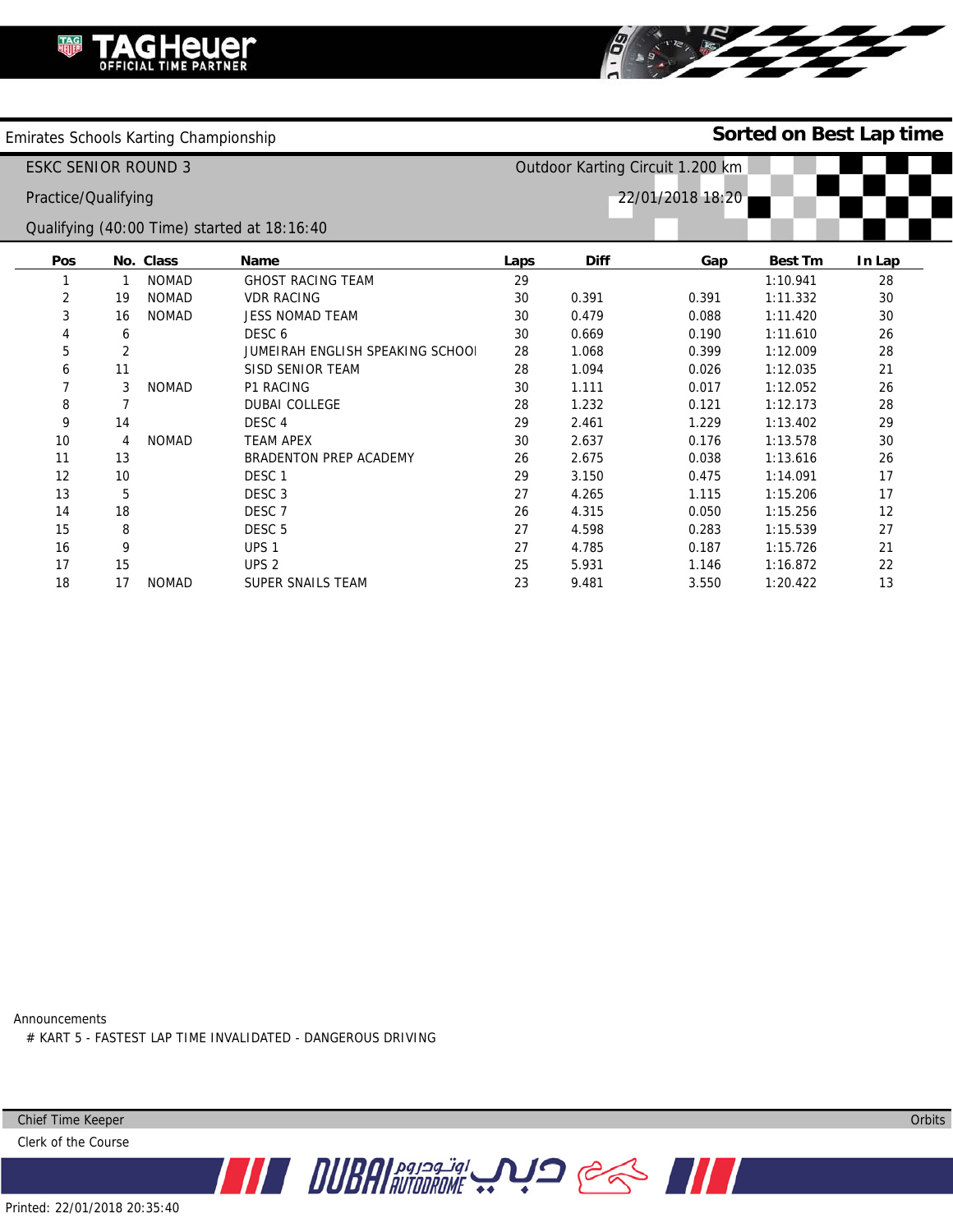TAG Heuer OFFICIAL TIME PARTNER

Emirates Schools Karting Championship

**Sorted on Best Lap time**

ESKC SENIOR ROUND 3

Outdoor Karting Circuit 1.200 km

Practice/Qualifying

22/01/2018 18:20

Qualifying (40:00 Time) started at 18:16:40

| Pos | No. | Class | Name | Laps | Diff | Gap | Best Tm | In Lap |
|---|---|---|---|---|---|---|---|---|
| 1 | 1 | NOMAD | GHOST RACING TEAM | 29 | | | 1:10.941 | 28 |
| 2 | 19 | NOMAD | VDR RACING | 30 | 0.391 | 0.391 | 1:11.332 | 30 |
| 3 | 16 | NOMAD | JESS NOMAD TEAM | 30 | 0.479 | 0.088 | 1:11.420 | 30 |
| 4 | 6 | | DESC 6 | 30 | 0.669 | 0.190 | 1:11.610 | 26 |
| 5 | 2 | | JUMEIRAH ENGLISH SPEAKING SCHOOI | 28 | 1.068 | 0.399 | 1:12.009 | 28 |
| 6 | 11 | | SISD SENIOR TEAM | 28 | 1.094 | 0.026 | 1:12.035 | 21 |
| 7 | 3 | NOMAD | P1 RACING | 30 | 1.111 | 0.017 | 1:12.052 | 26 |
| 8 | 7 | | DUBAI COLLEGE | 28 | 1.232 | 0.121 | 1:12.173 | 28 |
| 9 | 14 | | DESC 4 | 29 | 2.461 | 1.229 | 1:13.402 | 29 |
| 10 | 4 | NOMAD | TEAM APEX | 30 | 2.637 | 0.176 | 1:13.578 | 30 |
| 11 | 13 | | BRADENTON PREP ACADEMY | 26 | 2.675 | 0.038 | 1:13.616 | 26 |
| 12 | 10 | | DESC 1 | 29 | 3.150 | 0.475 | 1:14.091 | 17 |
| 13 | 5 | | DESC 3 | 27 | 4.265 | 1.115 | 1:15.206 | 17 |
| 14 | 18 | | DESC 7 | 26 | 4.315 | 0.050 | 1:15.256 | 12 |
| 15 | 8 | | DESC 5 | 27 | 4.598 | 0.283 | 1:15.539 | 27 |
| 16 | 9 | | UPS 1 | 27 | 4.785 | 0.187 | 1:15.726 | 21 |
| 17 | 15 | | UPS 2 | 25 | 5.931 | 1.146 | 1:16.872 | 22 |
| 18 | 17 | NOMAD | SUPER SNAILS TEAM | 23 | 9.481 | 3.550 | 1:20.422 | 13 |

Announcements

# KART 5 - FASTEST LAP TIME INVALIDATED - DANGEROUS DRIVING

Chief Time Keeper

Orbits

Clerk of the Course

DUBAI AUTODROME دبي اوتودروم

Printed: 22/01/2018 20:35:40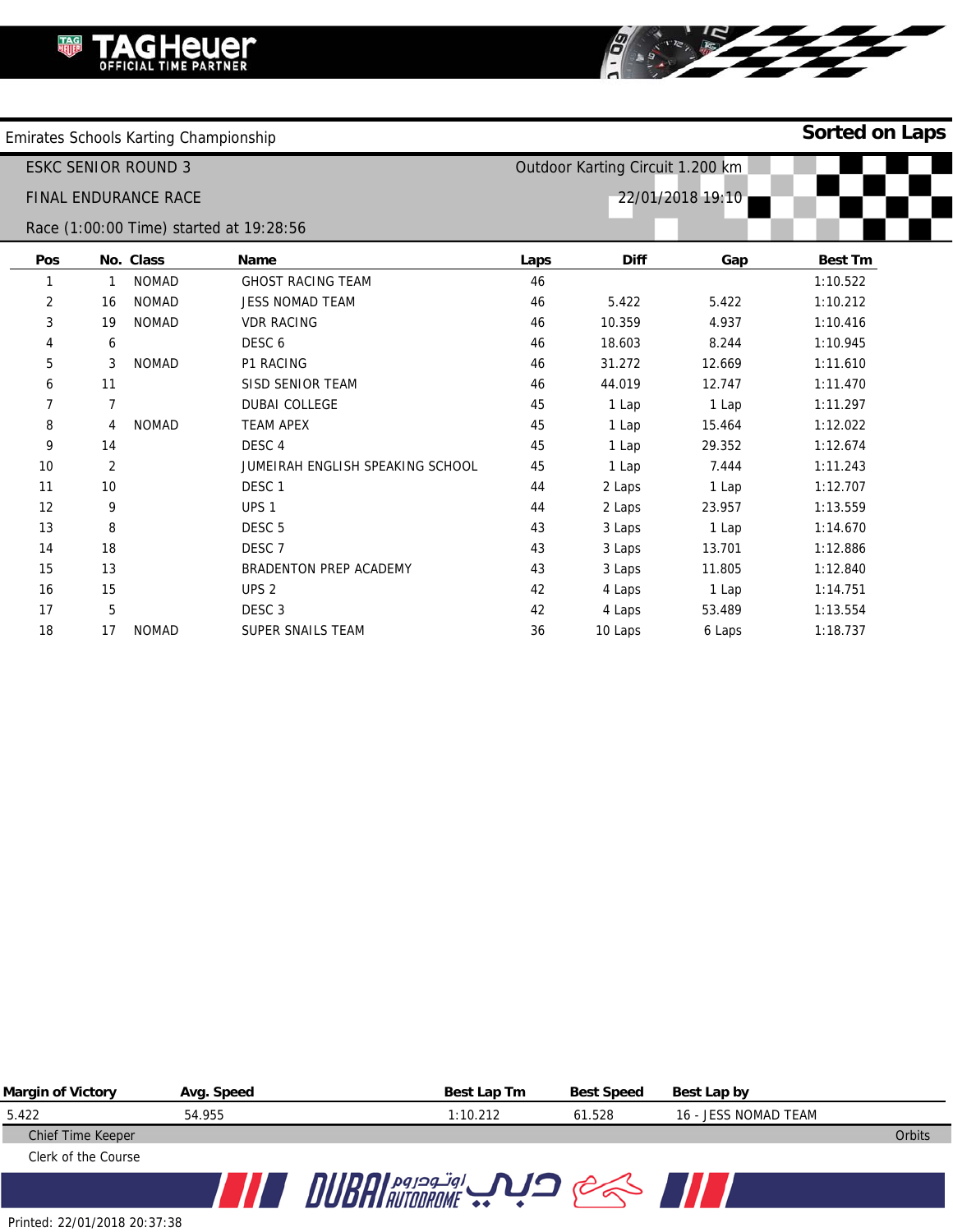TAG Heuer OFFICIAL TIME PARTNER

Emirates Schools Karting Championship

**Sorted on Laps**

ESKC SENIOR ROUND 3

Outdoor Karting Circuit 1.200 km

FINAL ENDURANCE RACE

22/01/2018 19:10

Race (1:00:00 Time) started at 19:28:56

| Pos | No. | Class | Name | Laps | Diff | Gap | Best Tm |
|---|---|---|---|---|---|---|---|
| 1 | 1 | NOMAD | GHOST RACING TEAM | 46 | | | 1:10.522 |
| 2 | 16 | NOMAD | JESS NOMAD TEAM | 46 | 5.422 | 5.422 | 1:10.212 |
| 3 | 19 | NOMAD | VDR RACING | 46 | 10.359 | 4.937 | 1:10.416 |
| 4 | 6 | | DESC 6 | 46 | 18.603 | 8.244 | 1:10.945 |
| 5 | 3 | NOMAD | P1 RACING | 46 | 31.272 | 12.669 | 1:11.610 |
| 6 | 11 | | SISD SENIOR TEAM | 46 | 44.019 | 12.747 | 1:11.470 |
| 7 | 7 | | DUBAI COLLEGE | 45 | 1 Lap | 1 Lap | 1:11.297 |
| 8 | 4 | NOMAD | TEAM APEX | 45 | 1 Lap | 15.464 | 1:12.022 |
| 9 | 14 | | DESC 4 | 45 | 1 Lap | 29.352 | 1:12.674 |
| 10 | 2 | | JUMEIRAH ENGLISH SPEAKING SCHOOL | 45 | 1 Lap | 7.444 | 1:11.243 |
| 11 | 10 | | DESC 1 | 44 | 2 Laps | 1 Lap | 1:12.707 |
| 12 | 9 | | UPS 1 | 44 | 2 Laps | 23.957 | 1:13.559 |
| 13 | 8 | | DESC 5 | 43 | 3 Laps | 1 Lap | 1:14.670 |
| 14 | 18 | | DESC 7 | 43 | 3 Laps | 13.701 | 1:12.886 |
| 15 | 13 | | BRADENTON PREP ACADEMY | 43 | 3 Laps | 11.805 | 1:12.840 |
| 16 | 15 | | UPS 2 | 42 | 4 Laps | 1 Lap | 1:14.751 |
| 17 | 5 | | DESC 3 | 42 | 4 Laps | 53.489 | 1:13.554 |
| 18 | 17 | NOMAD | SUPER SNAILS TEAM | 36 | 10 Laps | 6 Laps | 1:18.737 |

| Margin of Victory | Avg. Speed | Best Lap Tm | Best Speed | Best Lap by |
|---|---|---|---|---|
| 5.422 | 54.955 | 1:10.212 | 61.528 | 16 - JESS NOMAD TEAM |

Chief Time Keeper

Orbits

Clerk of the Course

DUBAI AUTODROME دبي أوتودروم

Printed: 22/01/2018 20:37:38